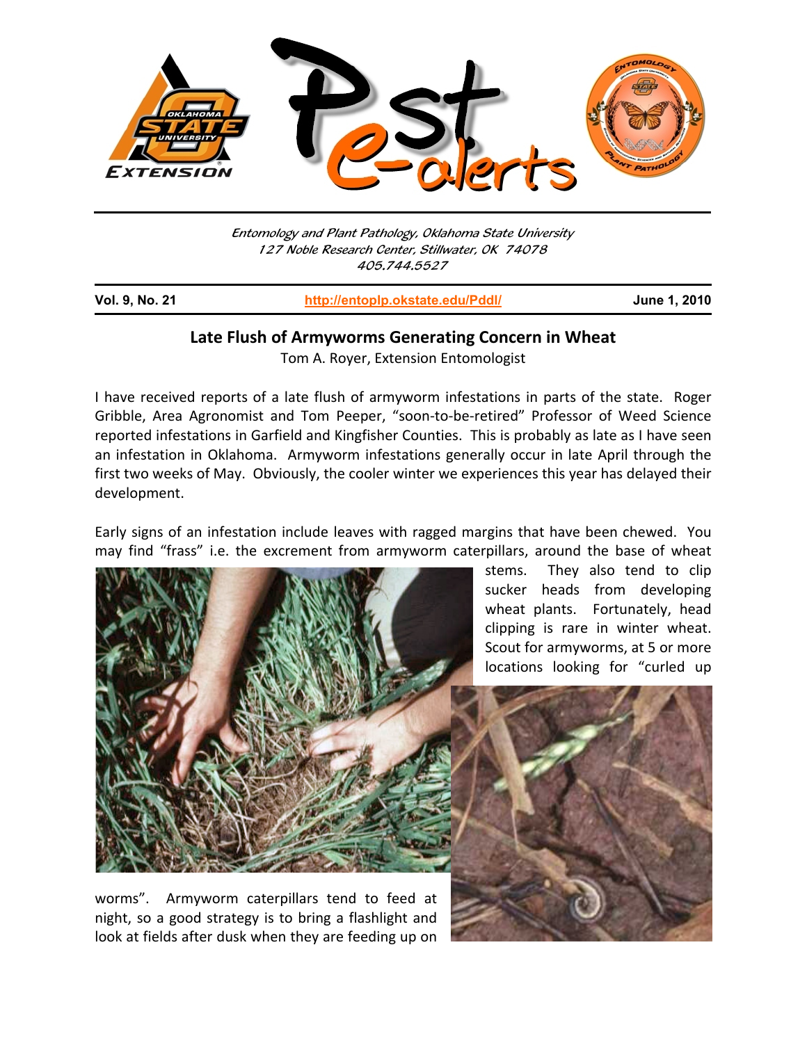Entomology and Plant Pathology, Oklahoma State University
127 Noble Research Center, Stillwater, OK 74078
405.744.5527

**Vol. 9, No. 21** | **http://entoplp.okstate.edu/Pddl/** | **June 1, 2010**

# Late Flush of Armyworms Generating Concern in Wheat

Tom A. Royer, Extension Entomologist

I have received reports of a late flush of armyworm infestations in parts of the state. Roger Gribble, Area Agronomist and Tom Peeper, "soon-to-be-retired" Professor of Weed Science reported infestations in Garfield and Kingfisher Counties. This is probably as late as I have seen an infestation in Oklahoma. Armyworm infestations generally occur in late April through the first two weeks of May. Obviously, the cooler winter we experiences this year has delayed their development.

Early signs of an infestation include leaves with ragged margins that have been chewed. You may find "frass" i.e. the excrement from armyworm caterpillars, around the base of wheat stems. They also tend to clip sucker heads from developing wheat plants. Fortunately, head clipping is rare in winter wheat. Scout for armyworms, at 5 or more locations looking for "curled up worms". Armyworm caterpillars tend to feed at night, so a good strategy is to bring a flashlight and look at fields after dusk when they are feeding up on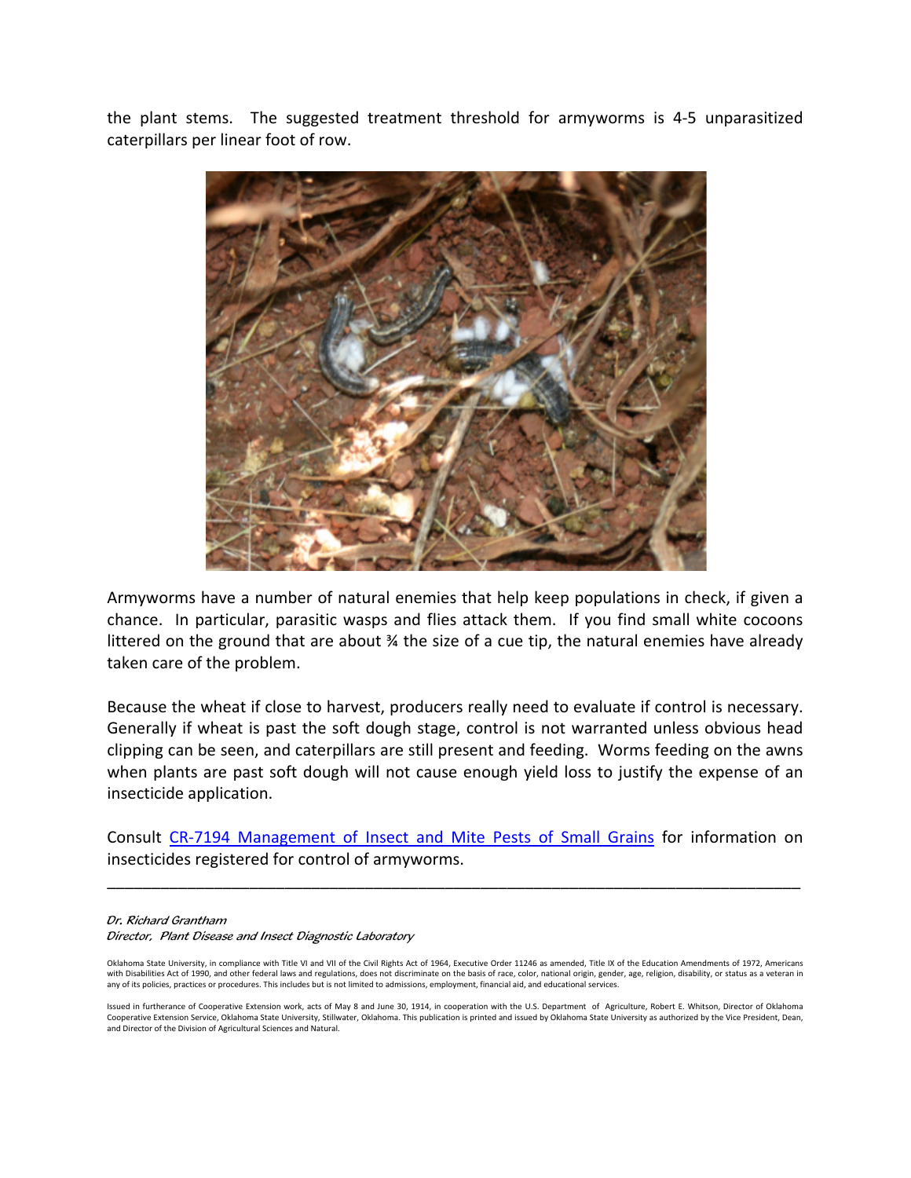the plant stems. The suggested treatment threshold for armyworms is 4-5 unparasitized caterpillars per linear foot of row.

Armyworms have a number of natural enemies that help keep populations in check, if given a chance. In particular, parasitic wasps and flies attack them. If you find small white cocoons littered on the ground that are about ¾ the size of a cue tip, the natural enemies have already taken care of the problem.

Because the wheat if close to harvest, producers really need to evaluate if control is necessary. Generally if wheat is past the soft dough stage, control is not warranted unless obvious head clipping can be seen, and caterpillars are still present and feeding. Worms feeding on the awns when plants are past soft dough will not cause enough yield loss to justify the expense of an insecticide application.

Consult [CR-7194 Management of Insect and Mite Pests of Small Grains](CR-7194 Management of Insect and Mite Pests of Small Grains) for information on insecticides registered for control of armyworms.

---

*Dr. Richard Grantham*
*Director, Plant Disease and Insect Diagnostic Laboratory*

Oklahoma State University, in compliance with Title VI and VII of the Civil Rights Act of 1964, Executive Order 11246 as amended, Title IX of the Education Amendments of 1972, Americans with Disabilities Act of 1990, and other federal laws and regulations, does not discriminate on the basis of race, color, national origin, gender, age, religion, disability, or status as a veteran in any of its policies, practices or procedures. This includes but is not limited to admissions, employment, financial aid, and educational services.

Issued in furtherance of Cooperative Extension work, acts of May 8 and June 30, 1914, in cooperation with the U.S. Department of Agriculture, Robert E. Whitson, Director of Oklahoma Cooperative Extension Service, Oklahoma State University, Stillwater, Oklahoma. This publication is printed and issued by Oklahoma State University as authorized by the Vice President, Dean, and Director of the Division of Agricultural Sciences and Natural.